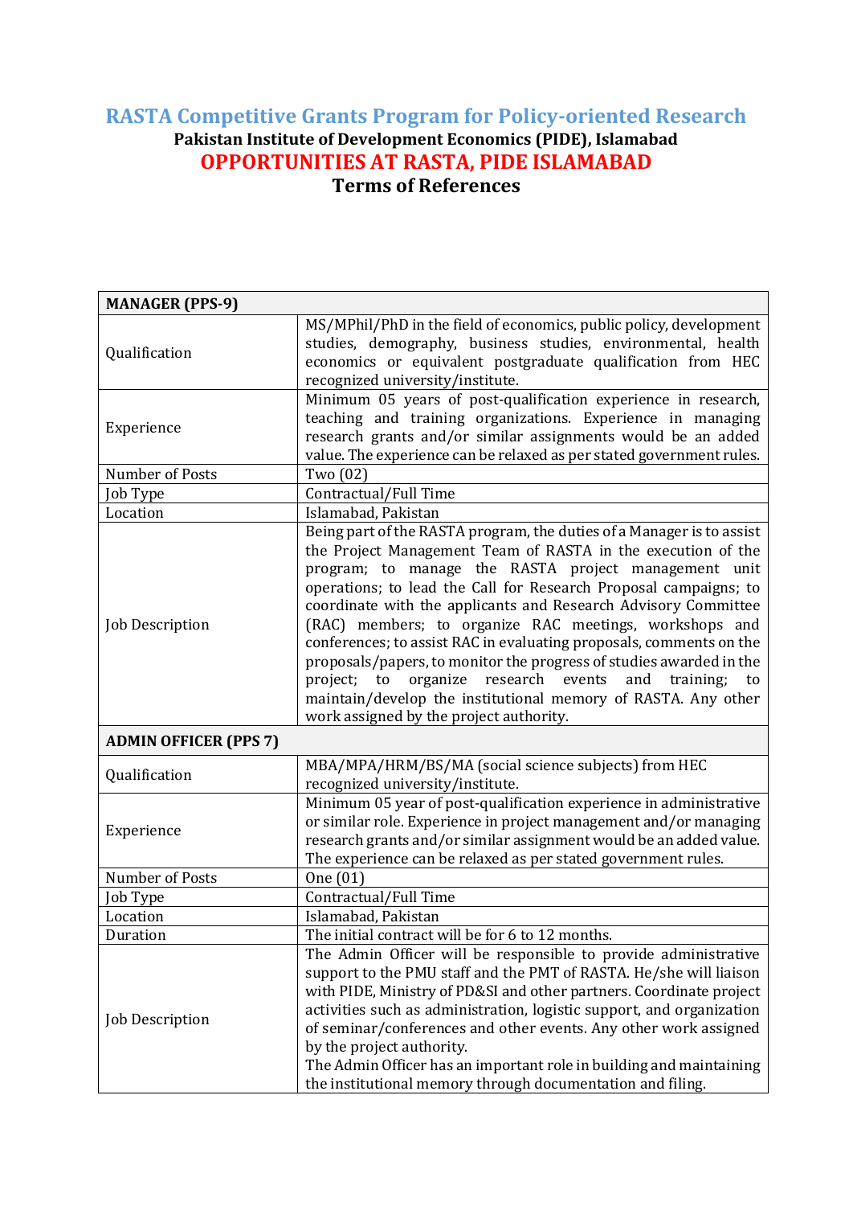# RASTA Competitive Grants Program for Policy-oriented Research

**Pakistan Institute of Development Economics (PIDE), Islamabad**

## OPPORTUNITIES AT RASTA, PIDE ISLAMABAD

### Terms of References

| **MANAGER (PPS-9)** | |
|---|---|
| Qualification | MS/MPhil/PhD in the field of economics, public policy, development studies, demography, business studies, environmental, health economics or equivalent postgraduate qualification from HEC recognized university/institute. |
| Experience | Minimum 05 years of post-qualification experience in research, teaching and training organizations. Experience in managing research grants and/or similar assignments would be an added value. The experience can be relaxed as per stated government rules. |
| Number of Posts | Two (02) |
| Job Type | Contractual/Full Time |
| Location | Islamabad, Pakistan |
| Job Description | Being part of the RASTA program, the duties of a Manager is to assist the Project Management Team of RASTA in the execution of the program; to manage the RASTA project management unit operations; to lead the Call for Research Proposal campaigns; to coordinate with the applicants and Research Advisory Committee (RAC) members; to organize RAC meetings, workshops and conferences; to assist RAC in evaluating proposals, comments on the proposals/papers, to monitor the progress of studies awarded in the project; to organize research events and training; to maintain/develop the institutional memory of RASTA. Any other work assigned by the project authority. |
| **ADMIN OFFICER (PPS 7)** | |
| Qualification | MBA/MPA/HRM/BS/MA (social science subjects) from HEC recognized university/institute. |
| Experience | Minimum 05 year of post-qualification experience in administrative or similar role. Experience in project management and/or managing research grants and/or similar assignment would be an added value. The experience can be relaxed as per stated government rules. |
| Number of Posts | One (01) |
| Job Type | Contractual/Full Time |
| Location | Islamabad, Pakistan |
| Duration | The initial contract will be for 6 to 12 months. |
| Job Description | The Admin Officer will be responsible to provide administrative support to the PMU staff and the PMT of RASTA. He/she will liaison with PIDE, Ministry of PD&SI and other partners. Coordinate project activities such as administration, logistic support, and organization of seminar/conferences and other events. Any other work assigned by the project authority.<br>The Admin Officer has an important role in building and maintaining the institutional memory through documentation and filing. |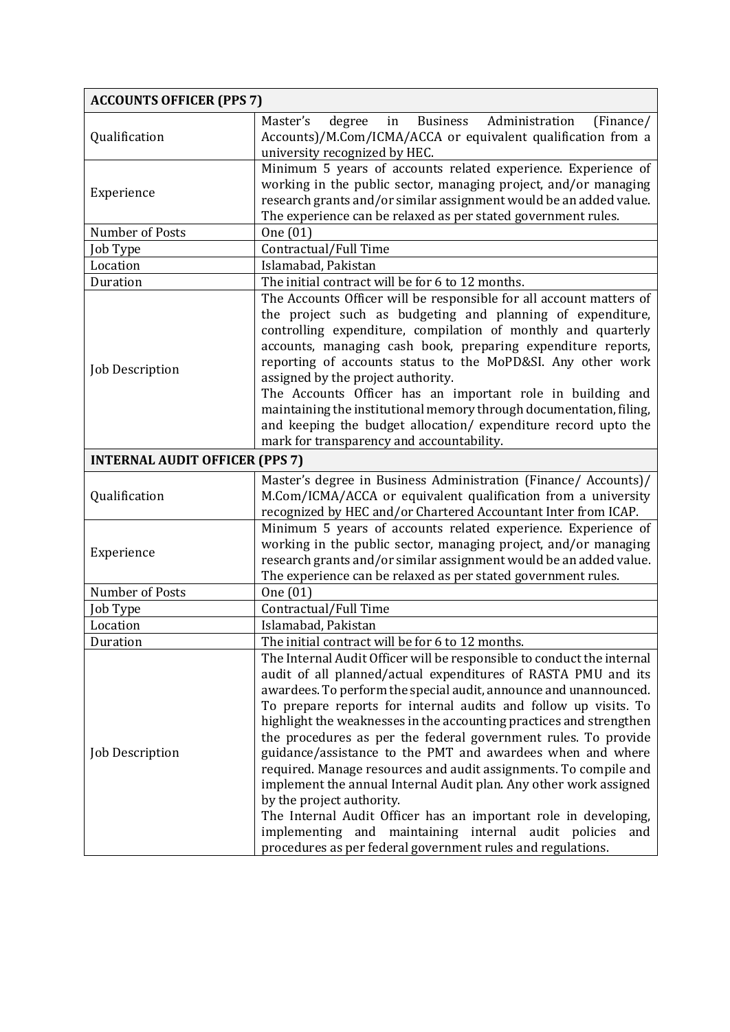| ACCOUNTS OFFICER (PPS 7) | |
|---|---|
| Qualification | Master's degree in Business Administration (Finance/ Accounts)/M.Com/ICMA/ACCA or equivalent qualification from a university recognized by HEC. |
| Experience | Minimum 5 years of accounts related experience. Experience of working in the public sector, managing project, and/or managing research grants and/or similar assignment would be an added value. The experience can be relaxed as per stated government rules. |
| Number of Posts | One (01) |
| Job Type | Contractual/Full Time |
| Location | Islamabad, Pakistan |
| Duration | The initial contract will be for 6 to 12 months. |
| Job Description | The Accounts Officer will be responsible for all account matters of the project such as budgeting and planning of expenditure, controlling expenditure, compilation of monthly and quarterly accounts, managing cash book, preparing expenditure reports, reporting of accounts status to the MoPD&SI. Any other work assigned by the project authority.<br>The Accounts Officer has an important role in building and maintaining the institutional memory through documentation, filing, and keeping the budget allocation/ expenditure record upto the mark for transparency and accountability. |
| **INTERNAL AUDIT OFFICER (PPS 7)** | |
| Qualification | Master's degree in Business Administration (Finance/ Accounts)/ M.Com/ICMA/ACCA or equivalent qualification from a university recognized by HEC and/or Chartered Accountant Inter from ICAP. |
| Experience | Minimum 5 years of accounts related experience. Experience of working in the public sector, managing project, and/or managing research grants and/or similar assignment would be an added value. The experience can be relaxed as per stated government rules. |
| Number of Posts | One (01) |
| Job Type | Contractual/Full Time |
| Location | Islamabad, Pakistan |
| Duration | The initial contract will be for 6 to 12 months. |
| Job Description | The Internal Audit Officer will be responsible to conduct the internal audit of all planned/actual expenditures of RASTA PMU and its awardees. To perform the special audit, announce and unannounced. To prepare reports for internal audits and follow up visits. To highlight the weaknesses in the accounting practices and strengthen the procedures as per the federal government rules. To provide guidance/assistance to the PMT and awardees when and where required. Manage resources and audit assignments. To compile and implement the annual Internal Audit plan. Any other work assigned by the project authority.<br>The Internal Audit Officer has an important role in developing, implementing and maintaining internal audit policies and procedures as per federal government rules and regulations. |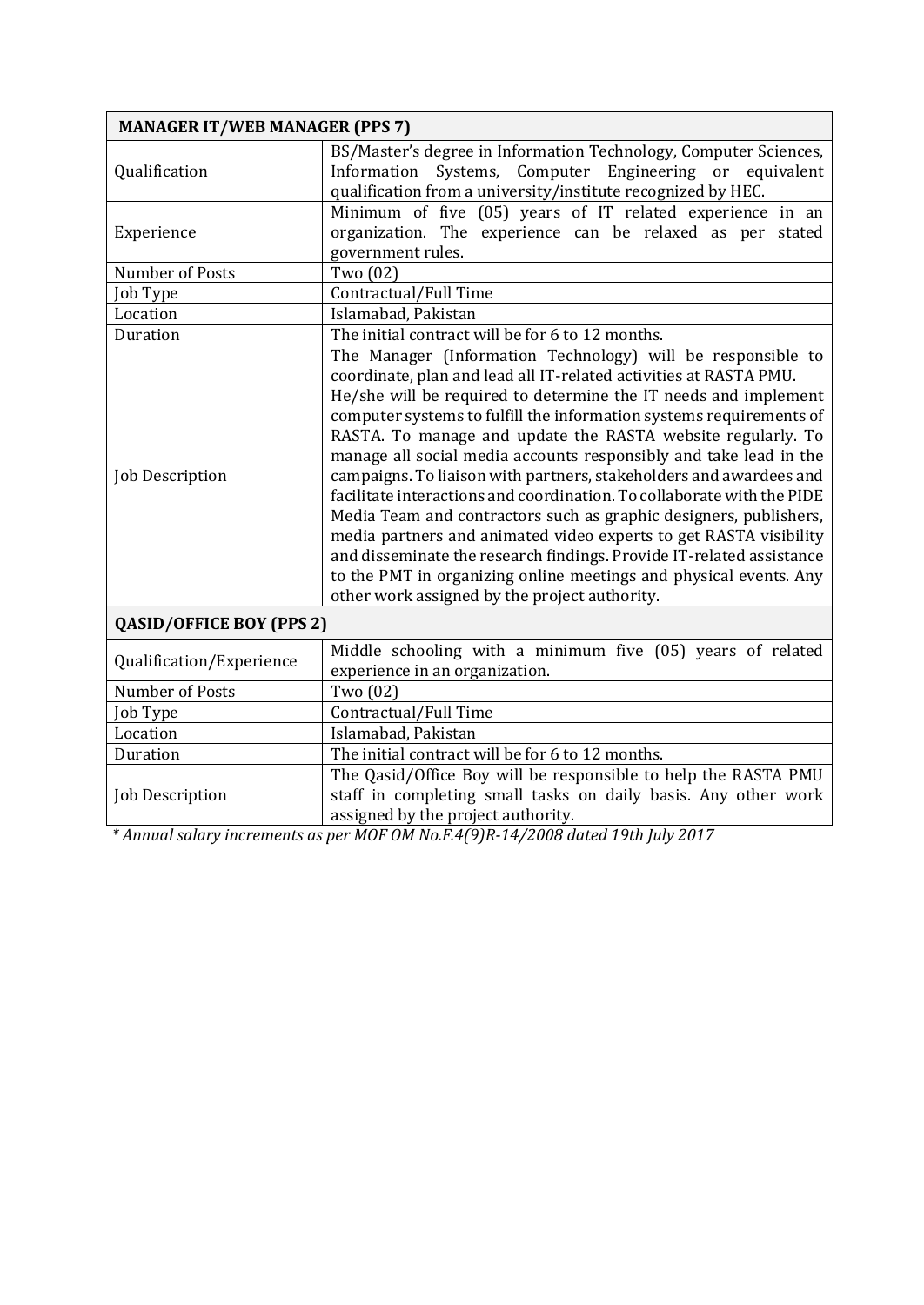| MANAGER IT/WEB MANAGER (PPS 7) | |
|---|---|
| Qualification | BS/Master's degree in Information Technology, Computer Sciences, Information Systems, Computer Engineering or equivalent qualification from a university/institute recognized by HEC. |
| Experience | Minimum of five (05) years of IT related experience in an organization. The experience can be relaxed as per stated government rules. |
| Number of Posts | Two (02) |
| Job Type | Contractual/Full Time |
| Location | Islamabad, Pakistan |
| Duration | The initial contract will be for 6 to 12 months. |
| Job Description | The Manager (Information Technology) will be responsible to coordinate, plan and lead all IT-related activities at RASTA PMU. He/she will be required to determine the IT needs and implement computer systems to fulfill the information systems requirements of RASTA. To manage and update the RASTA website regularly. To manage all social media accounts responsibly and take lead in the campaigns. To liaison with partners, stakeholders and awardees and facilitate interactions and coordination. To collaborate with the PIDE Media Team and contractors such as graphic designers, publishers, media partners and animated video experts to get RASTA visibility and disseminate the research findings. Provide IT-related assistance to the PMT in organizing online meetings and physical events. Any other work assigned by the project authority. |

| QASID/OFFICE BOY (PPS 2) | |
|---|---|
| Qualification/Experience | Middle schooling with a minimum five (05) years of related experience in an organization. |
| Number of Posts | Two (02) |
| Job Type | Contractual/Full Time |
| Location | Islamabad, Pakistan |
| Duration | The initial contract will be for 6 to 12 months. |
| Job Description | The Qasid/Office Boy will be responsible to help the RASTA PMU staff in completing small tasks on daily basis. Any other work assigned by the project authority. |

*\* Annual salary increments as per MOF OM No.F.4(9)R-14/2008 dated 19th July 2017*